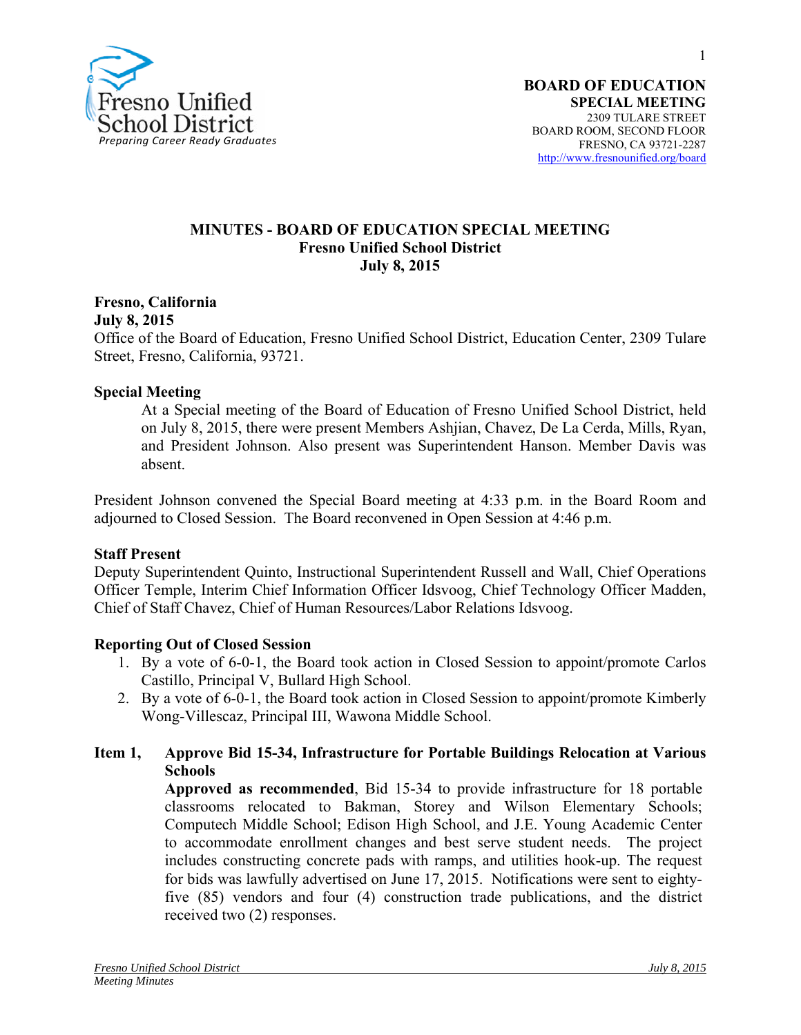Fresno Unified School District
*Preparing Career Ready Graduates*

**BOARD OF EDUCATION**
**SPECIAL MEETING**
2309 TULARE STREET
BOARD ROOM, SECOND FLOOR
FRESNO, CA 93721-2287
http://www.fresnounified.org/board

# MINUTES - BOARD OF EDUCATION SPECIAL MEETING
## Fresno Unified School District
## July 8, 2015

**Fresno, California**
**July 8, 2015**
Office of the Board of Education, Fresno Unified School District, Education Center, 2309 Tulare Street, Fresno, California, 93721.

**Special Meeting**

At a Special meeting of the Board of Education of Fresno Unified School District, held on July 8, 2015, there were present Members Ashjian, Chavez, De La Cerda, Mills, Ryan, and President Johnson. Also present was Superintendent Hanson. Member Davis was absent.

President Johnson convened the Special Board meeting at 4:33 p.m. in the Board Room and adjourned to Closed Session. The Board reconvened in Open Session at 4:46 p.m.

**Staff Present**
Deputy Superintendent Quinto, Instructional Superintendent Russell and Wall, Chief Operations Officer Temple, Interim Chief Information Officer Idsvoog, Chief Technology Officer Madden, Chief of Staff Chavez, Chief of Human Resources/Labor Relations Idsvoog.

**Reporting Out of Closed Session**

1. By a vote of 6-0-1, the Board took action in Closed Session to appoint/promote Carlos Castillo, Principal V, Bullard High School.
2. By a vote of 6-0-1, the Board took action in Closed Session to appoint/promote Kimberly Wong-Villescaz, Principal III, Wawona Middle School.

**Item 1, Approve Bid 15-34, Infrastructure for Portable Buildings Relocation at Various Schools**

**Approved as recommended**, Bid 15-34 to provide infrastructure for 18 portable classrooms relocated to Bakman, Storey and Wilson Elementary Schools; Computech Middle School; Edison High School, and J.E. Young Academic Center to accommodate enrollment changes and best serve student needs. The project includes constructing concrete pads with ramps, and utilities hook-up. The request for bids was lawfully advertised on June 17, 2015. Notifications were sent to eighty-five (85) vendors and four (4) construction trade publications, and the district received two (2) responses.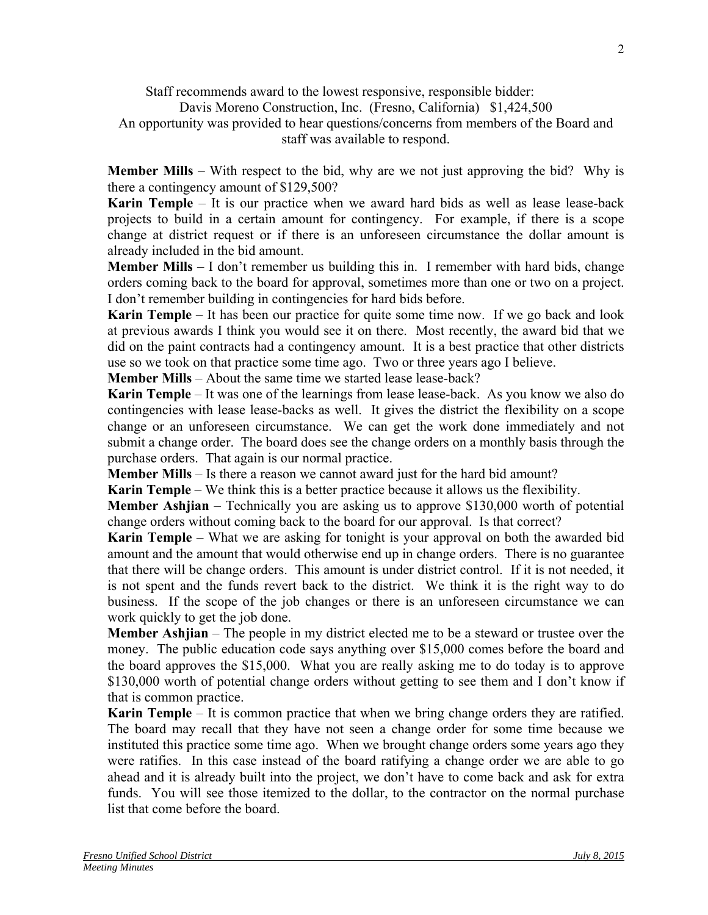Staff recommends award to the lowest responsive, responsible bidder:

Davis Moreno Construction, Inc. (Fresno, California) $1,424,500

An opportunity was provided to hear questions/concerns from members of the Board and staff was available to respond.

**Member Mills** – With respect to the bid, why are we not just approving the bid? Why is there a contingency amount of $129,500?

**Karin Temple** – It is our practice when we award hard bids as well as lease lease-back projects to build in a certain amount for contingency. For example, if there is a scope change at district request or if there is an unforeseen circumstance the dollar amount is already included in the bid amount.

**Member Mills** – I don't remember us building this in. I remember with hard bids, change orders coming back to the board for approval, sometimes more than one or two on a project. I don't remember building in contingencies for hard bids before.

**Karin Temple** – It has been our practice for quite some time now. If we go back and look at previous awards I think you would see it on there. Most recently, the award bid that we did on the paint contracts had a contingency amount. It is a best practice that other districts use so we took on that practice some time ago. Two or three years ago I believe.

**Member Mills** – About the same time we started lease lease-back?

**Karin Temple** – It was one of the learnings from lease lease-back. As you know we also do contingencies with lease lease-backs as well. It gives the district the flexibility on a scope change or an unforeseen circumstance. We can get the work done immediately and not submit a change order. The board does see the change orders on a monthly basis through the purchase orders. That again is our normal practice.

**Member Mills** – Is there a reason we cannot award just for the hard bid amount?

**Karin Temple** – We think this is a better practice because it allows us the flexibility.

**Member Ashjian** – Technically you are asking us to approve $130,000 worth of potential change orders without coming back to the board for our approval. Is that correct?

**Karin Temple** – What we are asking for tonight is your approval on both the awarded bid amount and the amount that would otherwise end up in change orders. There is no guarantee that there will be change orders. This amount is under district control. If it is not needed, it is not spent and the funds revert back to the district. We think it is the right way to do business. If the scope of the job changes or there is an unforeseen circumstance we can work quickly to get the job done.

**Member Ashjian** – The people in my district elected me to be a steward or trustee over the money. The public education code says anything over $15,000 comes before the board and the board approves the $15,000. What you are really asking me to do today is to approve $130,000 worth of potential change orders without getting to see them and I don't know if that is common practice.

**Karin Temple** – It is common practice that when we bring change orders they are ratified. The board may recall that they have not seen a change order for some time because we instituted this practice some time ago. When we brought change orders some years ago they were ratifies. In this case instead of the board ratifying a change order we are able to go ahead and it is already built into the project, we don't have to come back and ask for extra funds. You will see those itemized to the dollar, to the contractor on the normal purchase list that come before the board.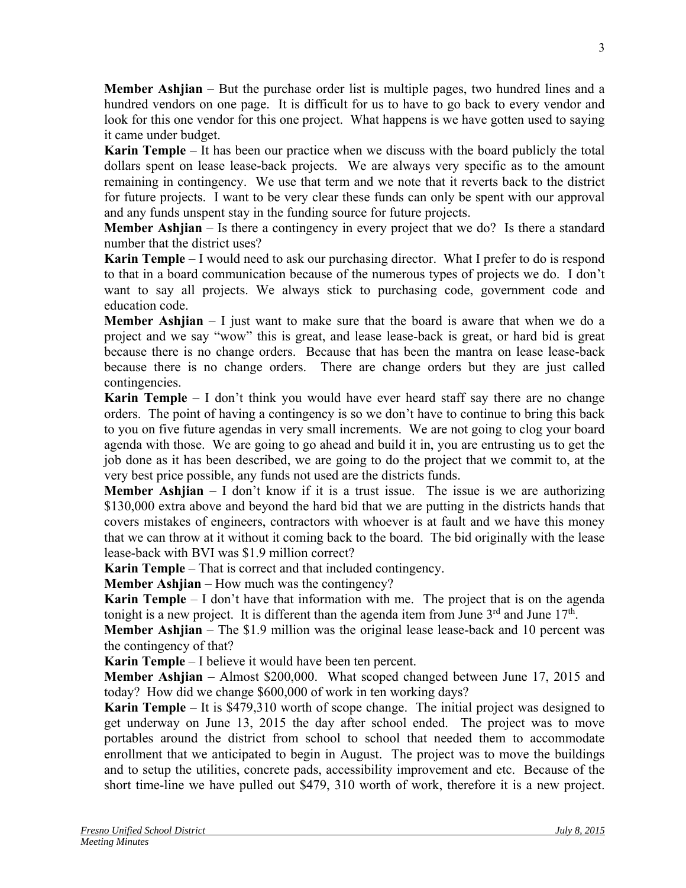**Member Ashjian** – But the purchase order list is multiple pages, two hundred lines and a hundred vendors on one page. It is difficult for us to have to go back to every vendor and look for this one vendor for this one project. What happens is we have gotten used to saying it came under budget.

**Karin Temple** – It has been our practice when we discuss with the board publicly the total dollars spent on lease lease-back projects. We are always very specific as to the amount remaining in contingency. We use that term and we note that it reverts back to the district for future projects. I want to be very clear these funds can only be spent with our approval and any funds unspent stay in the funding source for future projects.

**Member Ashjian** – Is there a contingency in every project that we do? Is there a standard number that the district uses?

**Karin Temple** – I would need to ask our purchasing director. What I prefer to do is respond to that in a board communication because of the numerous types of projects we do. I don't want to say all projects. We always stick to purchasing code, government code and education code.

**Member Ashjian** – I just want to make sure that the board is aware that when we do a project and we say "wow" this is great, and lease lease-back is great, or hard bid is great because there is no change orders. Because that has been the mantra on lease lease-back because there is no change orders. There are change orders but they are just called contingencies.

**Karin Temple** – I don't think you would have ever heard staff say there are no change orders. The point of having a contingency is so we don't have to continue to bring this back to you on five future agendas in very small increments. We are not going to clog your board agenda with those. We are going to go ahead and build it in, you are entrusting us to get the job done as it has been described, we are going to do the project that we commit to, at the very best price possible, any funds not used are the districts funds.

**Member Ashjian** – I don't know if it is a trust issue. The issue is we are authorizing $130,000 extra above and beyond the hard bid that we are putting in the districts hands that covers mistakes of engineers, contractors with whoever is at fault and we have this money that we can throw at it without it coming back to the board. The bid originally with the lease lease-back with BVI was $1.9 million correct?

**Karin Temple** – That is correct and that included contingency.

**Member Ashjian** – How much was the contingency?

**Karin Temple** – I don't have that information with me. The project that is on the agenda tonight is a new project. It is different than the agenda item from June 3rd and June 17th.

**Member Ashjian** – The $1.9 million was the original lease lease-back and 10 percent was the contingency of that?

**Karin Temple** – I believe it would have been ten percent.

**Member Ashjian** – Almost $200,000. What scoped changed between June 17, 2015 and today? How did we change $600,000 of work in ten working days?

**Karin Temple** – It is $479,310 worth of scope change. The initial project was designed to get underway on June 13, 2015 the day after school ended. The project was to move portables around the district from school to school that needed them to accommodate enrollment that we anticipated to begin in August. The project was to move the buildings and to setup the utilities, concrete pads, accessibility improvement and etc. Because of the short time-line we have pulled out $479, 310 worth of work, therefore it is a new project.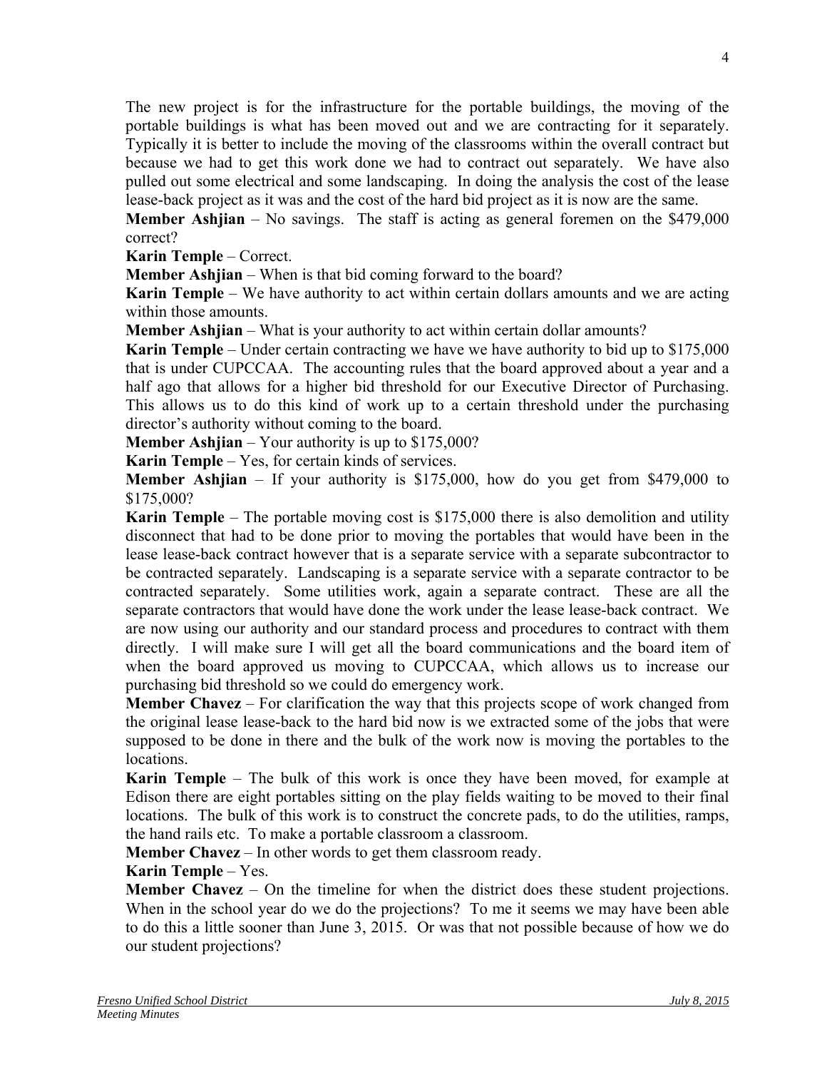The new project is for the infrastructure for the portable buildings, the moving of the portable buildings is what has been moved out and we are contracting for it separately. Typically it is better to include the moving of the classrooms within the overall contract but because we had to get this work done we had to contract out separately. We have also pulled out some electrical and some landscaping. In doing the analysis the cost of the lease lease-back project as it was and the cost of the hard bid project as it is now are the same.

**Member Ashjian** – No savings. The staff is acting as general foremen on the $479,000 correct?

**Karin Temple** – Correct.

**Member Ashjian** – When is that bid coming forward to the board?

**Karin Temple** – We have authority to act within certain dollars amounts and we are acting within those amounts.

**Member Ashjian** – What is your authority to act within certain dollar amounts?

**Karin Temple** – Under certain contracting we have we have authority to bid up to $175,000 that is under CUPCCAA. The accounting rules that the board approved about a year and a half ago that allows for a higher bid threshold for our Executive Director of Purchasing. This allows us to do this kind of work up to a certain threshold under the purchasing director's authority without coming to the board.

**Member Ashjian** – Your authority is up to $175,000?

**Karin Temple** – Yes, for certain kinds of services.

**Member Ashjian** – If your authority is $175,000, how do you get from $479,000 to $175,000?

**Karin Temple** – The portable moving cost is $175,000 there is also demolition and utility disconnect that had to be done prior to moving the portables that would have been in the lease lease-back contract however that is a separate service with a separate subcontractor to be contracted separately. Landscaping is a separate service with a separate contractor to be contracted separately. Some utilities work, again a separate contract. These are all the separate contractors that would have done the work under the lease lease-back contract. We are now using our authority and our standard process and procedures to contract with them directly. I will make sure I will get all the board communications and the board item of when the board approved us moving to CUPCCAA, which allows us to increase our purchasing bid threshold so we could do emergency work.

**Member Chavez** – For clarification the way that this projects scope of work changed from the original lease lease-back to the hard bid now is we extracted some of the jobs that were supposed to be done in there and the bulk of the work now is moving the portables to the locations.

**Karin Temple** – The bulk of this work is once they have been moved, for example at Edison there are eight portables sitting on the play fields waiting to be moved to their final locations. The bulk of this work is to construct the concrete pads, to do the utilities, ramps, the hand rails etc. To make a portable classroom a classroom.

**Member Chavez** – In other words to get them classroom ready.

**Karin Temple** – Yes.

**Member Chavez** – On the timeline for when the district does these student projections. When in the school year do we do the projections? To me it seems we may have been able to do this a little sooner than June 3, 2015. Or was that not possible because of how we do our student projections?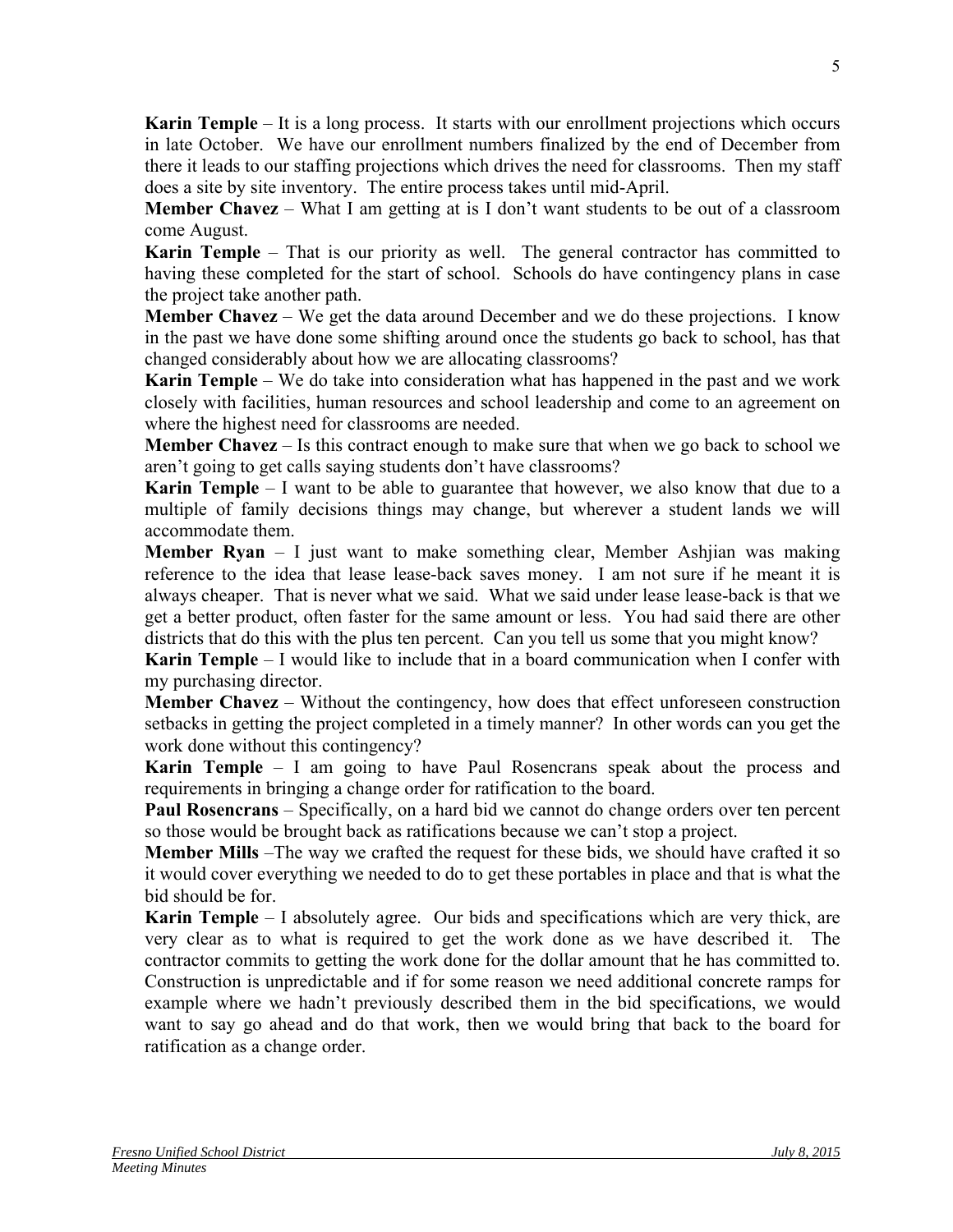**Karin Temple** – It is a long process. It starts with our enrollment projections which occurs in late October. We have our enrollment numbers finalized by the end of December from there it leads to our staffing projections which drives the need for classrooms. Then my staff does a site by site inventory. The entire process takes until mid-April.

**Member Chavez** – What I am getting at is I don't want students to be out of a classroom come August.

**Karin Temple** – That is our priority as well. The general contractor has committed to having these completed for the start of school. Schools do have contingency plans in case the project take another path.

**Member Chavez** – We get the data around December and we do these projections. I know in the past we have done some shifting around once the students go back to school, has that changed considerably about how we are allocating classrooms?

**Karin Temple** – We do take into consideration what has happened in the past and we work closely with facilities, human resources and school leadership and come to an agreement on where the highest need for classrooms are needed.

**Member Chavez** – Is this contract enough to make sure that when we go back to school we aren't going to get calls saying students don't have classrooms?

**Karin Temple** – I want to be able to guarantee that however, we also know that due to a multiple of family decisions things may change, but wherever a student lands we will accommodate them.

**Member Ryan** – I just want to make something clear, Member Ashjian was making reference to the idea that lease lease-back saves money. I am not sure if he meant it is always cheaper. That is never what we said. What we said under lease lease-back is that we get a better product, often faster for the same amount or less. You had said there are other districts that do this with the plus ten percent. Can you tell us some that you might know?

**Karin Temple** – I would like to include that in a board communication when I confer with my purchasing director.

**Member Chavez** – Without the contingency, how does that effect unforeseen construction setbacks in getting the project completed in a timely manner? In other words can you get the work done without this contingency?

**Karin Temple** – I am going to have Paul Rosencrans speak about the process and requirements in bringing a change order for ratification to the board.

**Paul Rosencrans** – Specifically, on a hard bid we cannot do change orders over ten percent so those would be brought back as ratifications because we can't stop a project.

**Member Mills** –The way we crafted the request for these bids, we should have crafted it so it would cover everything we needed to do to get these portables in place and that is what the bid should be for.

**Karin Temple** – I absolutely agree. Our bids and specifications which are very thick, are very clear as to what is required to get the work done as we have described it. The contractor commits to getting the work done for the dollar amount that he has committed to. Construction is unpredictable and if for some reason we need additional concrete ramps for example where we hadn't previously described them in the bid specifications, we would want to say go ahead and do that work, then we would bring that back to the board for ratification as a change order.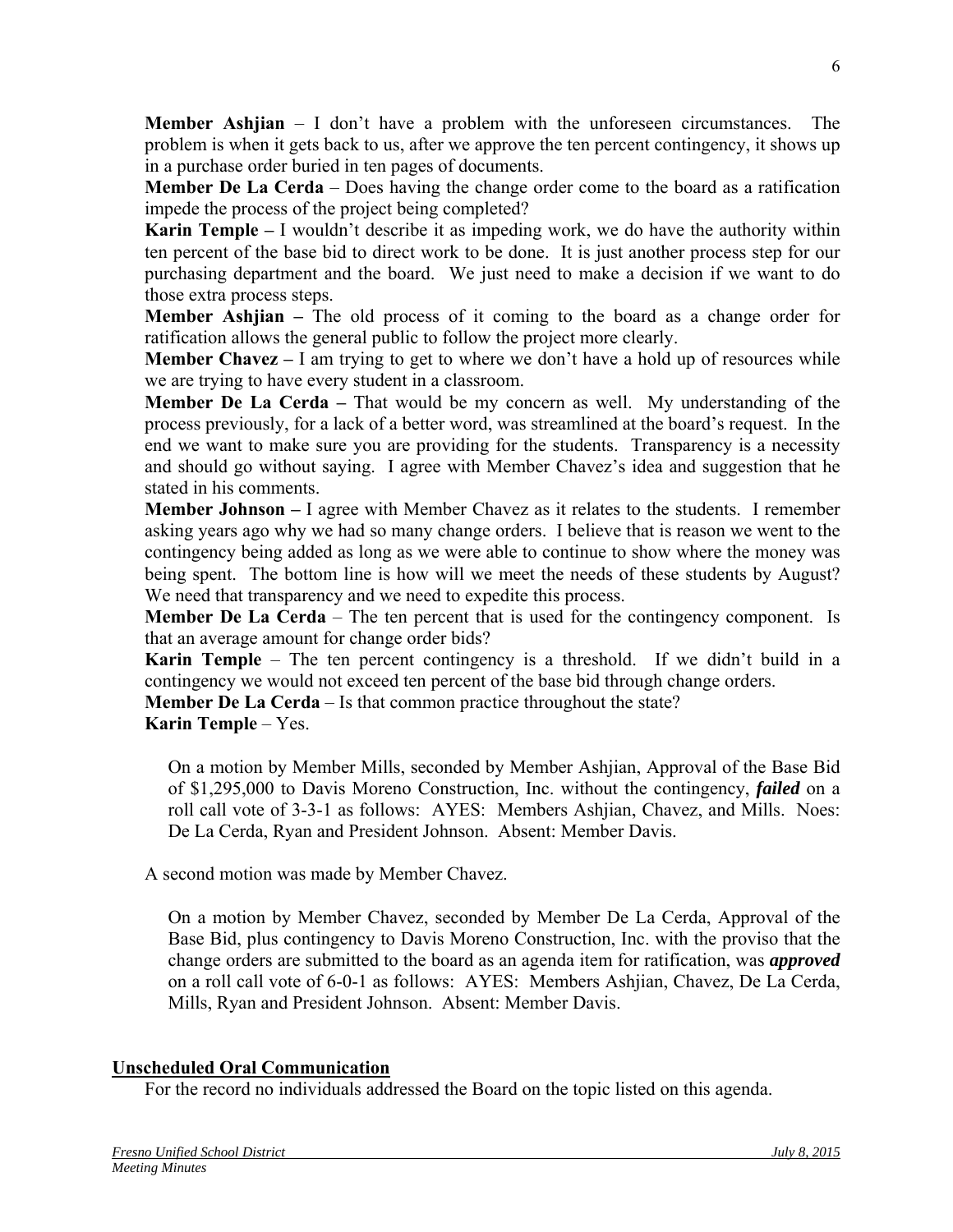**Member Ashjian** – I don't have a problem with the unforeseen circumstances. The problem is when it gets back to us, after we approve the ten percent contingency, it shows up in a purchase order buried in ten pages of documents.

**Member De La Cerda** – Does having the change order come to the board as a ratification impede the process of the project being completed?

**Karin Temple –** I wouldn't describe it as impeding work, we do have the authority within ten percent of the base bid to direct work to be done. It is just another process step for our purchasing department and the board. We just need to make a decision if we want to do those extra process steps.

**Member Ashjian –** The old process of it coming to the board as a change order for ratification allows the general public to follow the project more clearly.

**Member Chavez –** I am trying to get to where we don't have a hold up of resources while we are trying to have every student in a classroom.

**Member De La Cerda –** That would be my concern as well. My understanding of the process previously, for a lack of a better word, was streamlined at the board's request. In the end we want to make sure you are providing for the students. Transparency is a necessity and should go without saying. I agree with Member Chavez's idea and suggestion that he stated in his comments.

**Member Johnson –** I agree with Member Chavez as it relates to the students. I remember asking years ago why we had so many change orders. I believe that is reason we went to the contingency being added as long as we were able to continue to show where the money was being spent. The bottom line is how will we meet the needs of these students by August? We need that transparency and we need to expedite this process.

**Member De La Cerda** – The ten percent that is used for the contingency component. Is that an average amount for change order bids?

**Karin Temple** – The ten percent contingency is a threshold. If we didn't build in a contingency we would not exceed ten percent of the base bid through change orders.

**Member De La Cerda** – Is that common practice throughout the state?

**Karin Temple** – Yes.

On a motion by Member Mills, seconded by Member Ashjian, Approval of the Base Bid of $1,295,000 to Davis Moreno Construction, Inc. without the contingency, ***failed*** on a roll call vote of 3-3-1 as follows: AYES: Members Ashjian, Chavez, and Mills. Noes: De La Cerda, Ryan and President Johnson. Absent: Member Davis.

A second motion was made by Member Chavez.

On a motion by Member Chavez, seconded by Member De La Cerda, Approval of the Base Bid, plus contingency to Davis Moreno Construction, Inc. with the proviso that the change orders are submitted to the board as an agenda item for ratification, was ***approved*** on a roll call vote of 6-0-1 as follows: AYES: Members Ashjian, Chavez, De La Cerda, Mills, Ryan and President Johnson. Absent: Member Davis.

## Unscheduled Oral Communication

For the record no individuals addressed the Board on the topic listed on this agenda.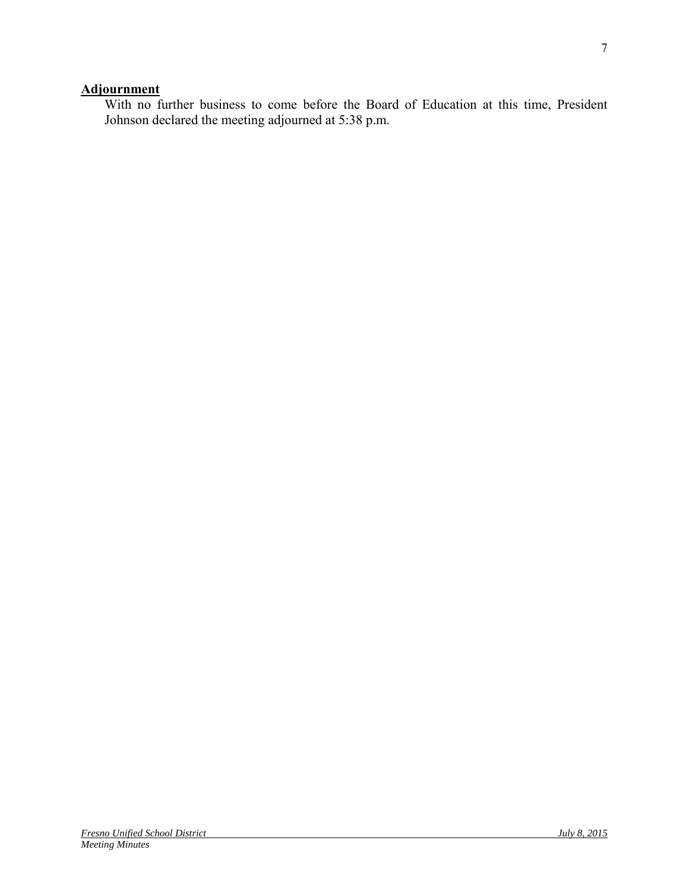**Adjournment**

With no further business to come before the Board of Education at this time, President Johnson declared the meeting adjourned at 5:38 p.m.